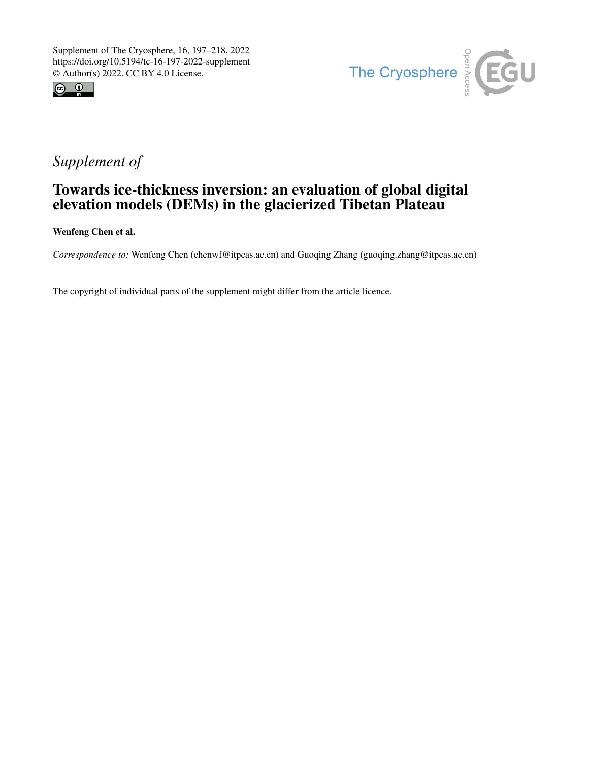Supplement of The Cryosphere, 16, 197–218, 2022
https://doi.org/10.5194/tc-16-197-2022-supplement
© Author(s) 2022. CC BY 4.0 License.

*Supplement of*

# Towards ice-thickness inversion: an evaluation of global digital elevation models (DEMs) in the glacierized Tibetan Plateau

**Wenfeng Chen et al.**

*Correspondence to:* Wenfeng Chen (chenwf@itpcas.ac.cn) and Guoqing Zhang (guoqing.zhang@itpcas.ac.cn)

The copyright of individual parts of the supplement might differ from the article licence.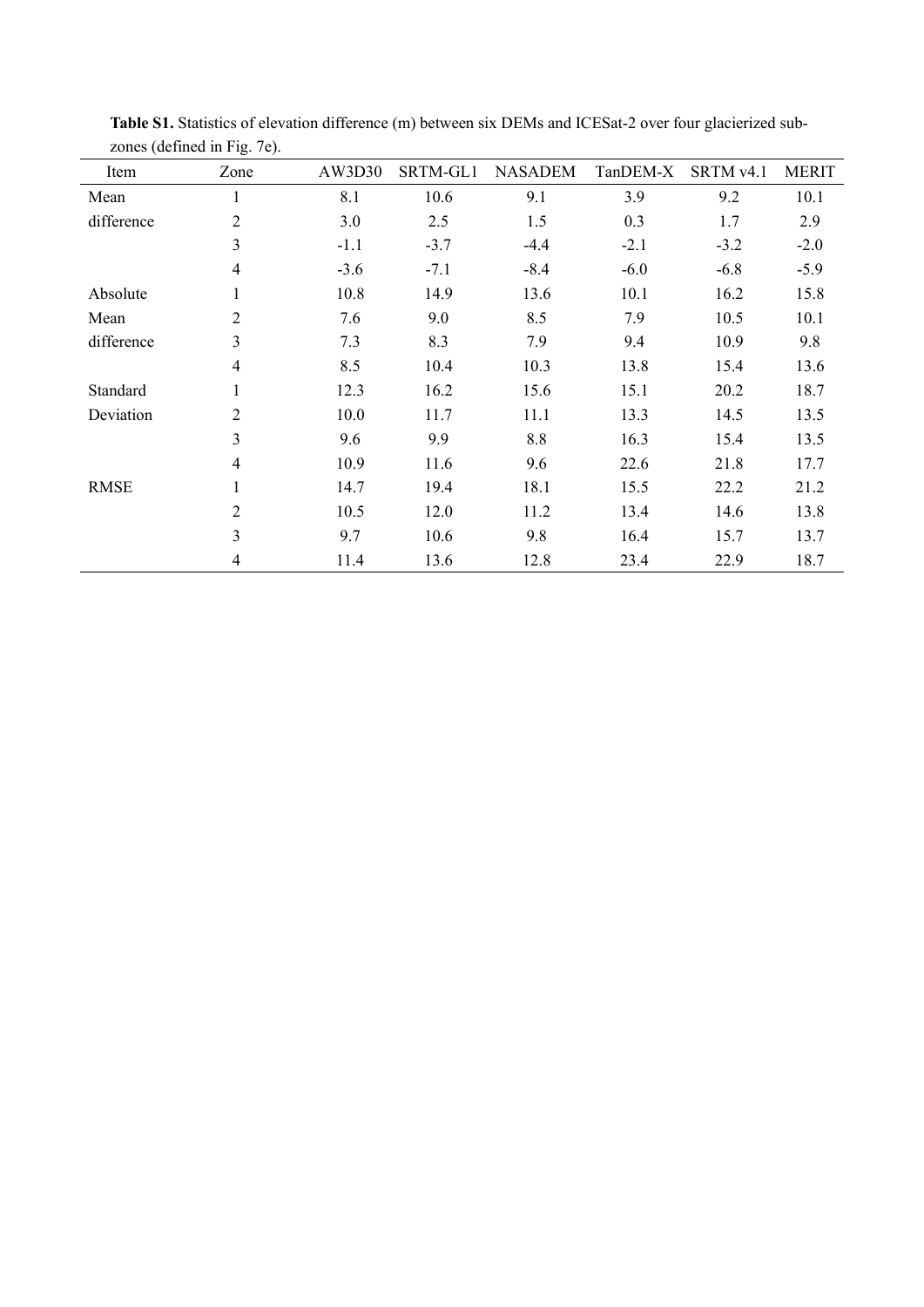**Table S1.** Statistics of elevation difference (m) between six DEMs and ICESat-2 over four glacierized sub-zones (defined in Fig. 7e).

| Item | Zone | AW3D30 | SRTM-GL1 | NASADEM | TanDEM-X | SRTM v4.1 | MERIT |
|---|---|---|---|---|---|---|---|
| Mean difference | 1 | 8.1 | 10.6 | 9.1 | 3.9 | 9.2 | 10.1 |
| | 2 | 3.0 | 2.5 | 1.5 | 0.3 | 1.7 | 2.9 |
| | 3 | -1.1 | -3.7 | -4.4 | -2.1 | -3.2 | -2.0 |
| | 4 | -3.6 | -7.1 | -8.4 | -6.0 | -6.8 | -5.9 |
| Absolute Mean difference | 1 | 10.8 | 14.9 | 13.6 | 10.1 | 16.2 | 15.8 |
| | 2 | 7.6 | 9.0 | 8.5 | 7.9 | 10.5 | 10.1 |
| | 3 | 7.3 | 8.3 | 7.9 | 9.4 | 10.9 | 9.8 |
| | 4 | 8.5 | 10.4 | 10.3 | 13.8 | 15.4 | 13.6 |
| Standard Deviation | 1 | 12.3 | 16.2 | 15.6 | 15.1 | 20.2 | 18.7 |
| | 2 | 10.0 | 11.7 | 11.1 | 13.3 | 14.5 | 13.5 |
| | 3 | 9.6 | 9.9 | 8.8 | 16.3 | 15.4 | 13.5 |
| | 4 | 10.9 | 11.6 | 9.6 | 22.6 | 21.8 | 17.7 |
| RMSE | 1 | 14.7 | 19.4 | 18.1 | 15.5 | 22.2 | 21.2 |
| | 2 | 10.5 | 12.0 | 11.2 | 13.4 | 14.6 | 13.8 |
| | 3 | 9.7 | 10.6 | 9.8 | 16.4 | 15.7 | 13.7 |
| | 4 | 11.4 | 13.6 | 12.8 | 23.4 | 22.9 | 18.7 |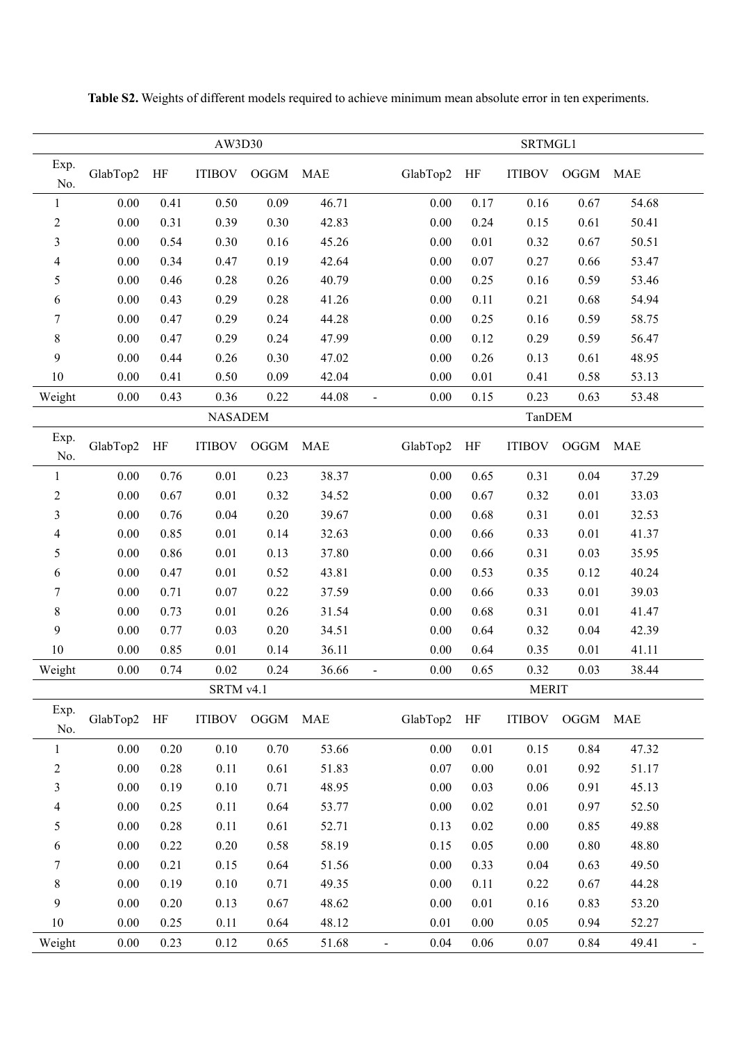**Table S2.** Weights of different models required to achieve minimum mean absolute error in ten experiments.

| | AW3D30 | | | | | | SRTMGL1 | | | | |
|---|---|---|---|---|---|---|---|---|---|---|---|
| Exp. No. | GlabTop2 | HF | ITIBOV | OGGM | MAE | | GlabTop2 | HF | ITIBOV | OGGM | MAE |
| 1 | 0.00 | 0.41 | 0.50 | 0.09 | 46.71 | | 0.00 | 0.17 | 0.16 | 0.67 | 54.68 |
| 2 | 0.00 | 0.31 | 0.39 | 0.30 | 42.83 | | 0.00 | 0.24 | 0.15 | 0.61 | 50.41 |
| 3 | 0.00 | 0.54 | 0.30 | 0.16 | 45.26 | | 0.00 | 0.01 | 0.32 | 0.67 | 50.51 |
| 4 | 0.00 | 0.34 | 0.47 | 0.19 | 42.64 | | 0.00 | 0.07 | 0.27 | 0.66 | 53.47 |
| 5 | 0.00 | 0.46 | 0.28 | 0.26 | 40.79 | | 0.00 | 0.25 | 0.16 | 0.59 | 53.46 |
| 6 | 0.00 | 0.43 | 0.29 | 0.28 | 41.26 | | 0.00 | 0.11 | 0.21 | 0.68 | 54.94 |
| 7 | 0.00 | 0.47 | 0.29 | 0.24 | 44.28 | | 0.00 | 0.25 | 0.16 | 0.59 | 58.75 |
| 8 | 0.00 | 0.47 | 0.29 | 0.24 | 47.99 | | 0.00 | 0.12 | 0.29 | 0.59 | 56.47 |
| 9 | 0.00 | 0.44 | 0.26 | 0.30 | 47.02 | | 0.00 | 0.26 | 0.13 | 0.61 | 48.95 |
| 10 | 0.00 | 0.41 | 0.50 | 0.09 | 42.04 | | 0.00 | 0.01 | 0.41 | 0.58 | 53.13 |
| Weight | 0.00 | 0.43 | 0.36 | 0.22 | 44.08 | - | 0.00 | 0.15 | 0.23 | 0.63 | 53.48 |
| | NASADEM | | | | | | TanDEM | | | | |
| Exp. No. | GlabTop2 | HF | ITIBOV | OGGM | MAE | | GlabTop2 | HF | ITIBOV | OGGM | MAE |
| 1 | 0.00 | 0.76 | 0.01 | 0.23 | 38.37 | | 0.00 | 0.65 | 0.31 | 0.04 | 37.29 |
| 2 | 0.00 | 0.67 | 0.01 | 0.32 | 34.52 | | 0.00 | 0.67 | 0.32 | 0.01 | 33.03 |
| 3 | 0.00 | 0.76 | 0.04 | 0.20 | 39.67 | | 0.00 | 0.68 | 0.31 | 0.01 | 32.53 |
| 4 | 0.00 | 0.85 | 0.01 | 0.14 | 32.63 | | 0.00 | 0.66 | 0.33 | 0.01 | 41.37 |
| 5 | 0.00 | 0.86 | 0.01 | 0.13 | 37.80 | | 0.00 | 0.66 | 0.31 | 0.03 | 35.95 |
| 6 | 0.00 | 0.47 | 0.01 | 0.52 | 43.81 | | 0.00 | 0.53 | 0.35 | 0.12 | 40.24 |
| 7 | 0.00 | 0.71 | 0.07 | 0.22 | 37.59 | | 0.00 | 0.66 | 0.33 | 0.01 | 39.03 |
| 8 | 0.00 | 0.73 | 0.01 | 0.26 | 31.54 | | 0.00 | 0.68 | 0.31 | 0.01 | 41.47 |
| 9 | 0.00 | 0.77 | 0.03 | 0.20 | 34.51 | | 0.00 | 0.64 | 0.32 | 0.04 | 42.39 |
| 10 | 0.00 | 0.85 | 0.01 | 0.14 | 36.11 | | 0.00 | 0.64 | 0.35 | 0.01 | 41.11 |
| Weight | 0.00 | 0.74 | 0.02 | 0.24 | 36.66 | - | 0.00 | 0.65 | 0.32 | 0.03 | 38.44 |
| | SRTM v4.1 | | | | | | MERIT | | | | |
| Exp. No. | GlabTop2 | HF | ITIBOV | OGGM | MAE | | GlabTop2 | HF | ITIBOV | OGGM | MAE |
| 1 | 0.00 | 0.20 | 0.10 | 0.70 | 53.66 | | 0.00 | 0.01 | 0.15 | 0.84 | 47.32 |
| 2 | 0.00 | 0.28 | 0.11 | 0.61 | 51.83 | | 0.07 | 0.00 | 0.01 | 0.92 | 51.17 |
| 3 | 0.00 | 0.19 | 0.10 | 0.71 | 48.95 | | 0.00 | 0.03 | 0.06 | 0.91 | 45.13 |
| 4 | 0.00 | 0.25 | 0.11 | 0.64 | 53.77 | | 0.00 | 0.02 | 0.01 | 0.97 | 52.50 |
| 5 | 0.00 | 0.28 | 0.11 | 0.61 | 52.71 | | 0.13 | 0.02 | 0.00 | 0.85 | 49.88 |
| 6 | 0.00 | 0.22 | 0.20 | 0.58 | 58.19 | | 0.15 | 0.05 | 0.00 | 0.80 | 48.80 |
| 7 | 0.00 | 0.21 | 0.15 | 0.64 | 51.56 | | 0.00 | 0.33 | 0.04 | 0.63 | 49.50 |
| 8 | 0.00 | 0.19 | 0.10 | 0.71 | 49.35 | | 0.00 | 0.11 | 0.22 | 0.67 | 44.28 |
| 9 | 0.00 | 0.20 | 0.13 | 0.67 | 48.62 | | 0.00 | 0.01 | 0.16 | 0.83 | 53.20 |
| 10 | 0.00 | 0.25 | 0.11 | 0.64 | 48.12 | | 0.01 | 0.00 | 0.05 | 0.94 | 52.27 |
| Weight | 0.00 | 0.23 | 0.12 | 0.65 | 51.68 | - | 0.04 | 0.06 | 0.07 | 0.84 | 49.41 - |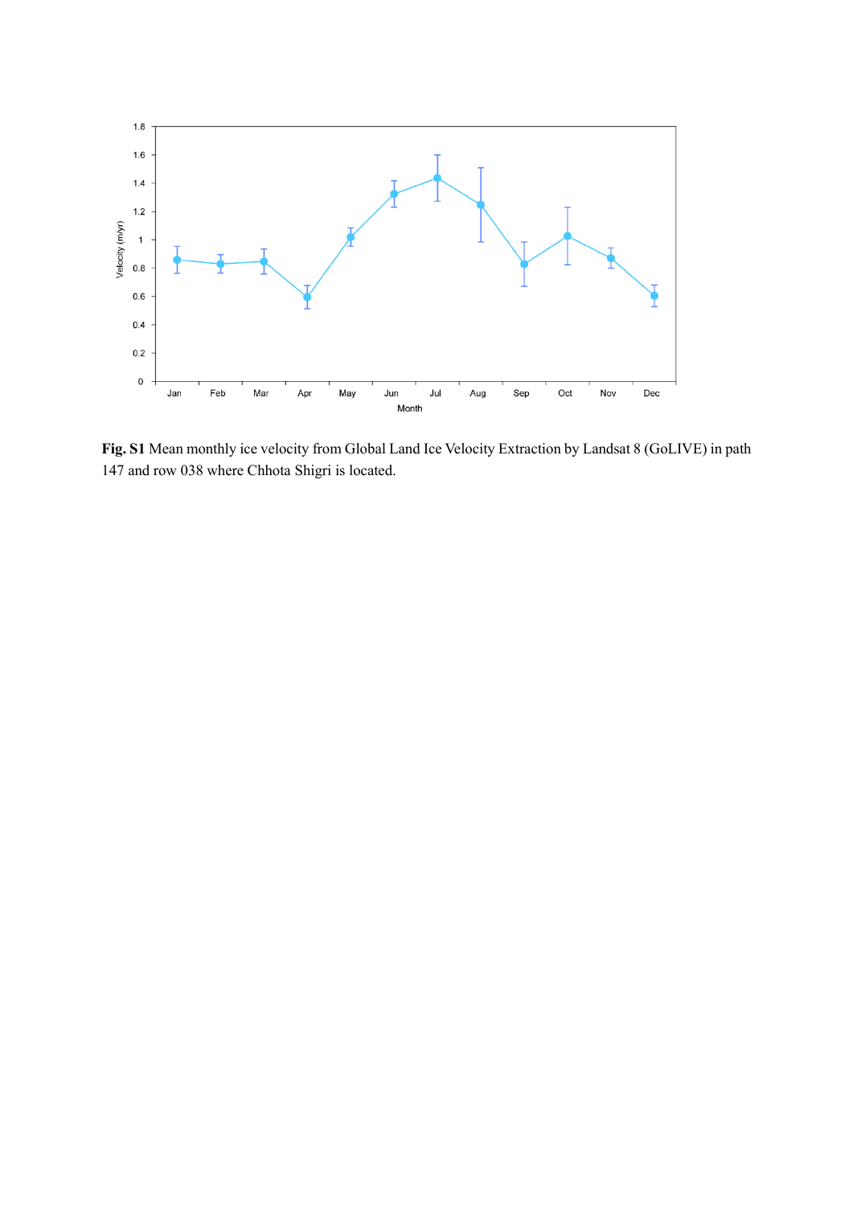1.8
1.6
1.4
1.2
1
0.8
0.6
0.4
0.2
0

Velocity (m/yr)

Jan Feb Mar Apr May Jun Jul Aug Sep Oct Nov Dec

Month

**Fig. S1** Mean monthly ice velocity from Global Land Ice Velocity Extraction by Landsat 8 (GoLIVE) in path 147 and row 038 where Chhota Shigri is located.